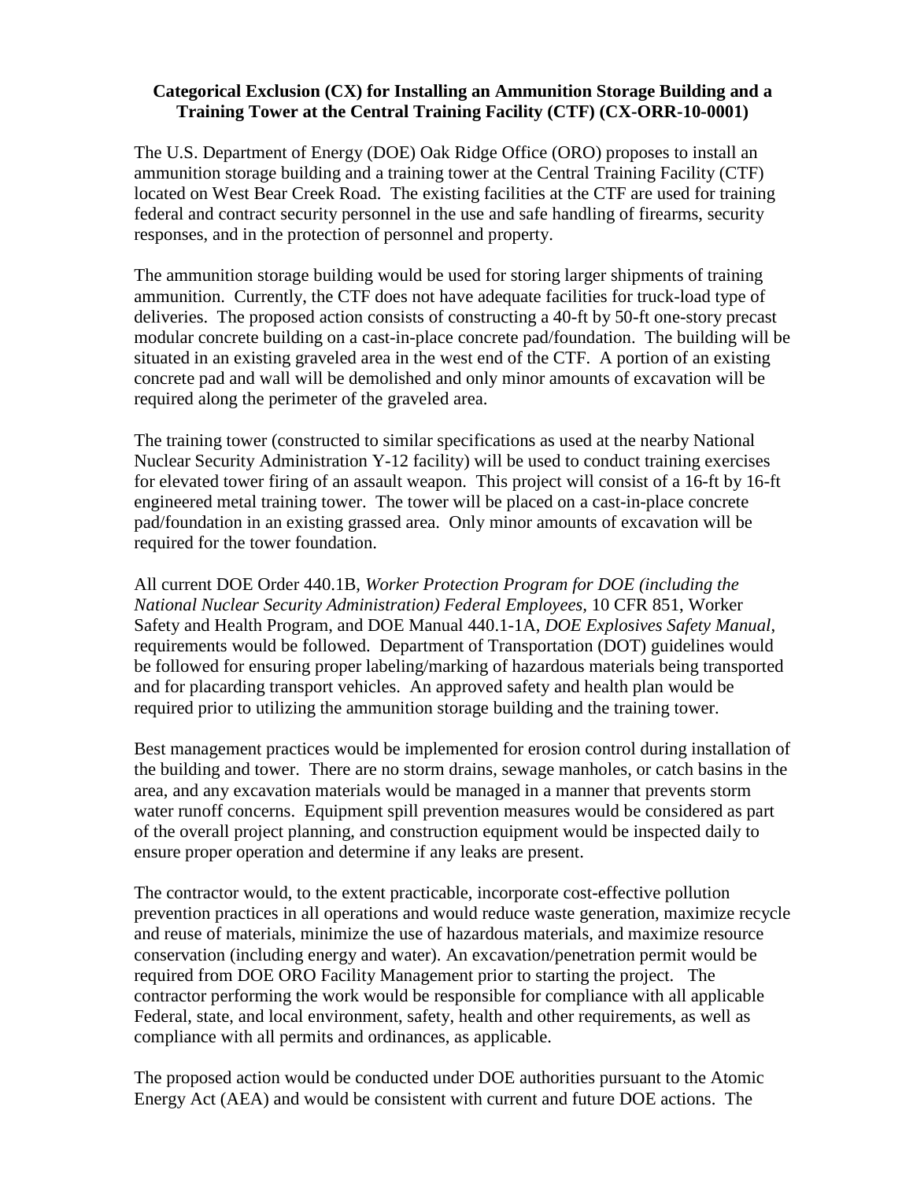**Categorical Exclusion (CX) for Installing an Ammunition Storage Building and a Training Tower at the Central Training Facility (CTF) (CX-ORR-10-0001)**

The U.S. Department of Energy (DOE) Oak Ridge Office (ORO) proposes to install an ammunition storage building and a training tower at the Central Training Facility (CTF) located on West Bear Creek Road. The existing facilities at the CTF are used for training federal and contract security personnel in the use and safe handling of firearms, security responses, and in the protection of personnel and property.

The ammunition storage building would be used for storing larger shipments of training ammunition. Currently, the CTF does not have adequate facilities for truck-load type of deliveries. The proposed action consists of constructing a 40-ft by 50-ft one-story precast modular concrete building on a cast-in-place concrete pad/foundation. The building will be situated in an existing graveled area in the west end of the CTF. A portion of an existing concrete pad and wall will be demolished and only minor amounts of excavation will be required along the perimeter of the graveled area.

The training tower (constructed to similar specifications as used at the nearby National Nuclear Security Administration Y-12 facility) will be used to conduct training exercises for elevated tower firing of an assault weapon. This project will consist of a 16-ft by 16-ft engineered metal training tower. The tower will be placed on a cast-in-place concrete pad/foundation in an existing grassed area. Only minor amounts of excavation will be required for the tower foundation.

All current DOE Order 440.1B, *Worker Protection Program for DOE (including the National Nuclear Security Administration) Federal Employees,* 10 CFR 851, Worker Safety and Health Program, and DOE Manual 440.1-1A, *DOE Explosives Safety Manual*, requirements would be followed. Department of Transportation (DOT) guidelines would be followed for ensuring proper labeling/marking of hazardous materials being transported and for placarding transport vehicles. An approved safety and health plan would be required prior to utilizing the ammunition storage building and the training tower.

Best management practices would be implemented for erosion control during installation of the building and tower. There are no storm drains, sewage manholes, or catch basins in the area, and any excavation materials would be managed in a manner that prevents storm water runoff concerns. Equipment spill prevention measures would be considered as part of the overall project planning, and construction equipment would be inspected daily to ensure proper operation and determine if any leaks are present.

The contractor would, to the extent practicable, incorporate cost-effective pollution prevention practices in all operations and would reduce waste generation, maximize recycle and reuse of materials, minimize the use of hazardous materials, and maximize resource conservation (including energy and water). An excavation/penetration permit would be required from DOE ORO Facility Management prior to starting the project. The contractor performing the work would be responsible for compliance with all applicable Federal, state, and local environment, safety, health and other requirements, as well as compliance with all permits and ordinances, as applicable.

The proposed action would be conducted under DOE authorities pursuant to the Atomic Energy Act (AEA) and would be consistent with current and future DOE actions. The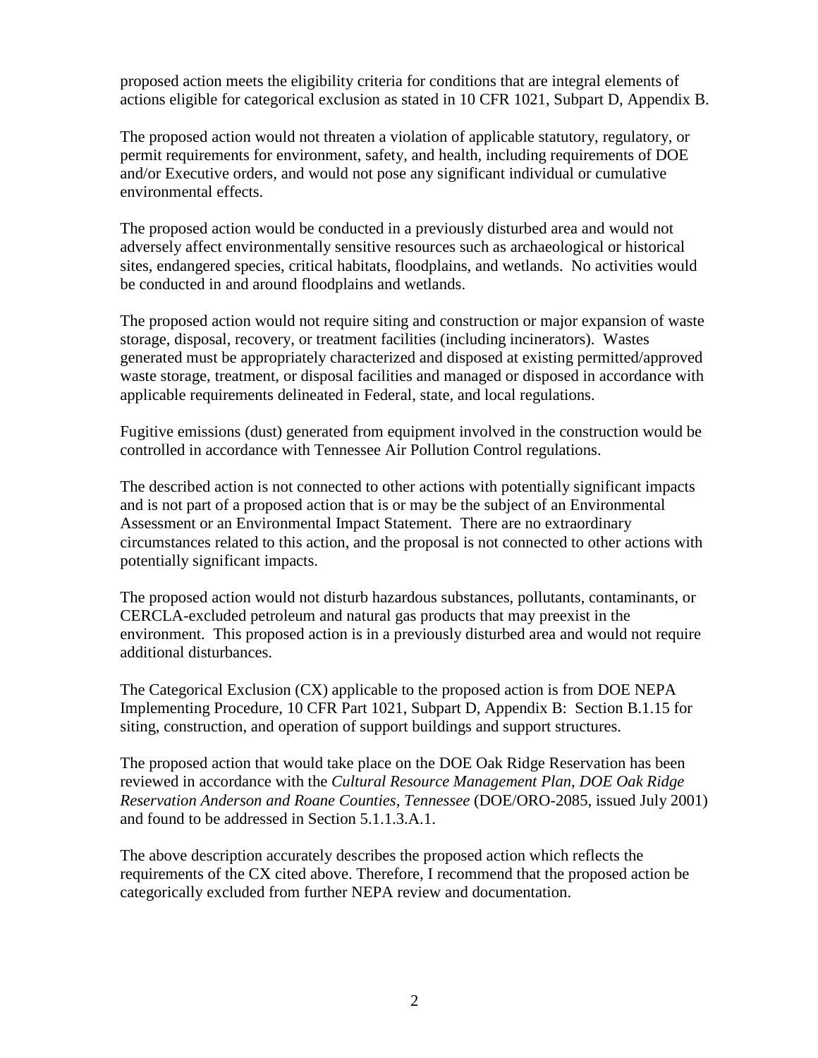proposed action meets the eligibility criteria for conditions that are integral elements of actions eligible for categorical exclusion as stated in 10 CFR 1021, Subpart D, Appendix B.

The proposed action would not threaten a violation of applicable statutory, regulatory, or permit requirements for environment, safety, and health, including requirements of DOE and/or Executive orders, and would not pose any significant individual or cumulative environmental effects.

The proposed action would be conducted in a previously disturbed area and would not adversely affect environmentally sensitive resources such as archaeological or historical sites, endangered species, critical habitats, floodplains, and wetlands. No activities would be conducted in and around floodplains and wetlands.

The proposed action would not require siting and construction or major expansion of waste storage, disposal, recovery, or treatment facilities (including incinerators). Wastes generated must be appropriately characterized and disposed at existing permitted/approved waste storage, treatment, or disposal facilities and managed or disposed in accordance with applicable requirements delineated in Federal, state, and local regulations.

Fugitive emissions (dust) generated from equipment involved in the construction would be controlled in accordance with Tennessee Air Pollution Control regulations.

The described action is not connected to other actions with potentially significant impacts and is not part of a proposed action that is or may be the subject of an Environmental Assessment or an Environmental Impact Statement. There are no extraordinary circumstances related to this action, and the proposal is not connected to other actions with potentially significant impacts.

The proposed action would not disturb hazardous substances, pollutants, contaminants, or CERCLA-excluded petroleum and natural gas products that may preexist in the environment. This proposed action is in a previously disturbed area and would not require additional disturbances.

The Categorical Exclusion (CX) applicable to the proposed action is from DOE NEPA Implementing Procedure, 10 CFR Part 1021, Subpart D, Appendix B: Section B.1.15 for siting, construction, and operation of support buildings and support structures.

The proposed action that would take place on the DOE Oak Ridge Reservation has been reviewed in accordance with the *Cultural Resource Management Plan, DOE Oak Ridge Reservation Anderson and Roane Counties, Tennessee* (DOE/ORO-2085, issued July 2001) and found to be addressed in Section 5.1.1.3.A.1.

The above description accurately describes the proposed action which reflects the requirements of the CX cited above. Therefore, I recommend that the proposed action be categorically excluded from further NEPA review and documentation.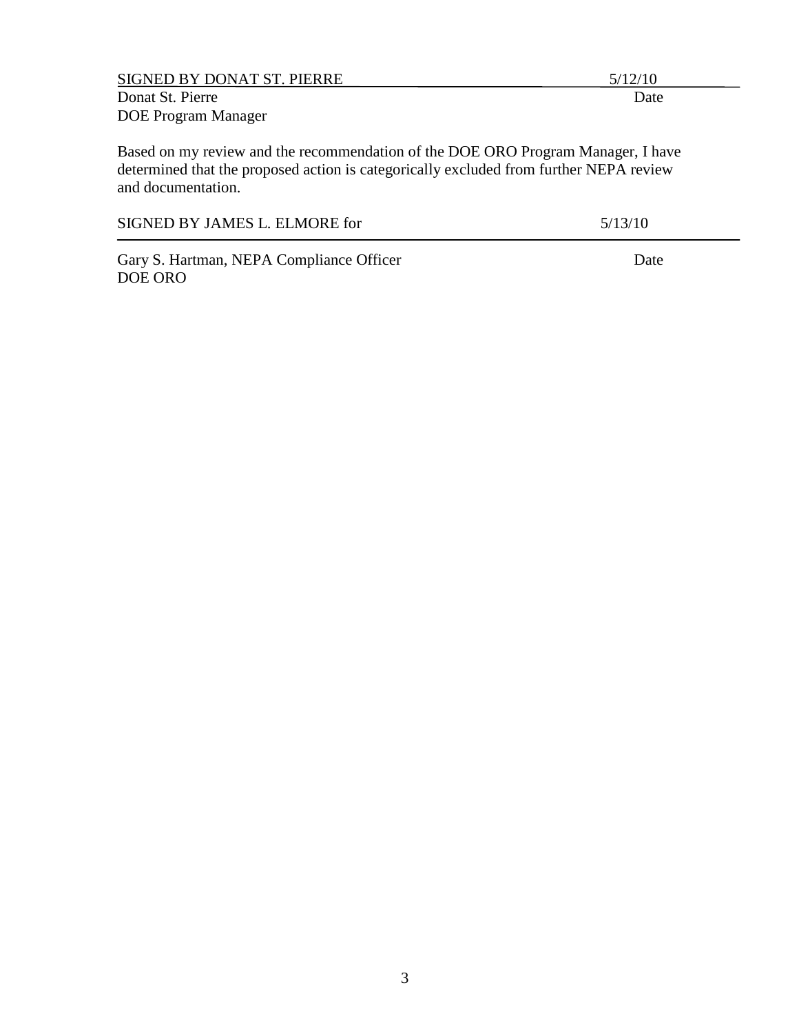SIGNED BY DONAT ST. PIERRE 5/12/10

Donat St. Pierre Date

DOE Program Manager

Based on my review and the recommendation of the DOE ORO Program Manager, I have determined that the proposed action is categorically excluded from further NEPA review and documentation.

SIGNED BY JAMES L. ELMORE for 5/13/10

Gary S. Hartman, NEPA Compliance Officer Date

DOE ORO